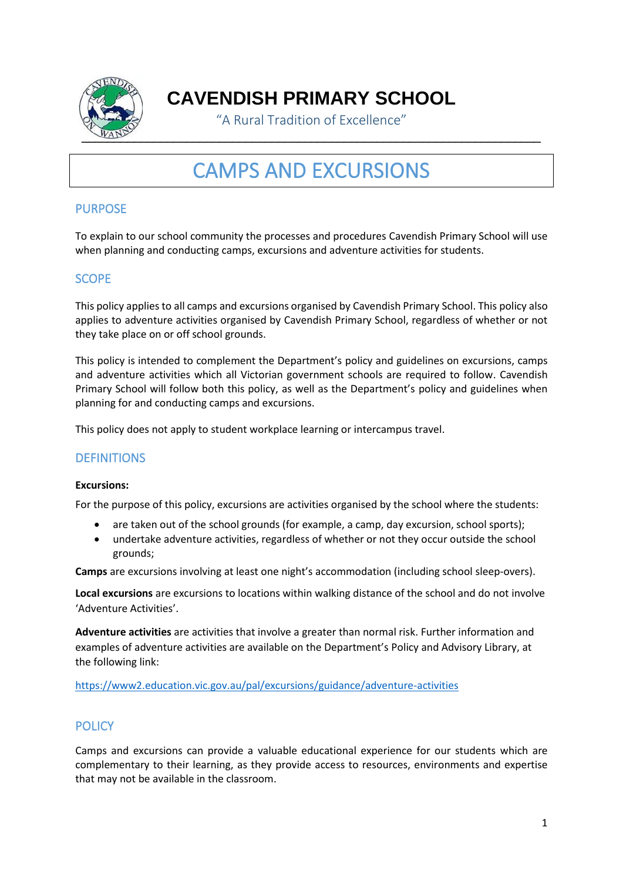# CAVENDISH PRIMARY SCHOOL

"A Rural Tradition of Excellence"

# CAMPS AND EXCURSIONS

## PURPOSE

To explain to our school community the processes and procedures Cavendish Primary School will use when planning and conducting camps, excursions and adventure activities for students.

## SCOPE

This policy applies to all camps and excursions organised by Cavendish Primary School. This policy also applies to adventure activities organised by Cavendish Primary School, regardless of whether or not they take place on or off school grounds.

This policy is intended to complement the Department's policy and guidelines on excursions, camps and adventure activities which all Victorian government schools are required to follow. Cavendish Primary School will follow both this policy, as well as the Department's policy and guidelines when planning for and conducting camps and excursions.

This policy does not apply to student workplace learning or intercampus travel.

## DEFINITIONS

**Excursions:**

For the purpose of this policy, excursions are activities organised by the school where the students:

- are taken out of the school grounds (for example, a camp, day excursion, school sports);
- undertake adventure activities, regardless of whether or not they occur outside the school grounds;

**Camps** are excursions involving at least one night's accommodation (including school sleep-overs).

**Local excursions** are excursions to locations within walking distance of the school and do not involve 'Adventure Activities'.

**Adventure activities** are activities that involve a greater than normal risk. Further information and examples of adventure activities are available on the Department's Policy and Advisory Library, at the following link:

https://www2.education.vic.gov.au/pal/excursions/guidance/adventure-activities

## POLICY

Camps and excursions can provide a valuable educational experience for our students which are complementary to their learning, as they provide access to resources, environments and expertise that may not be available in the classroom.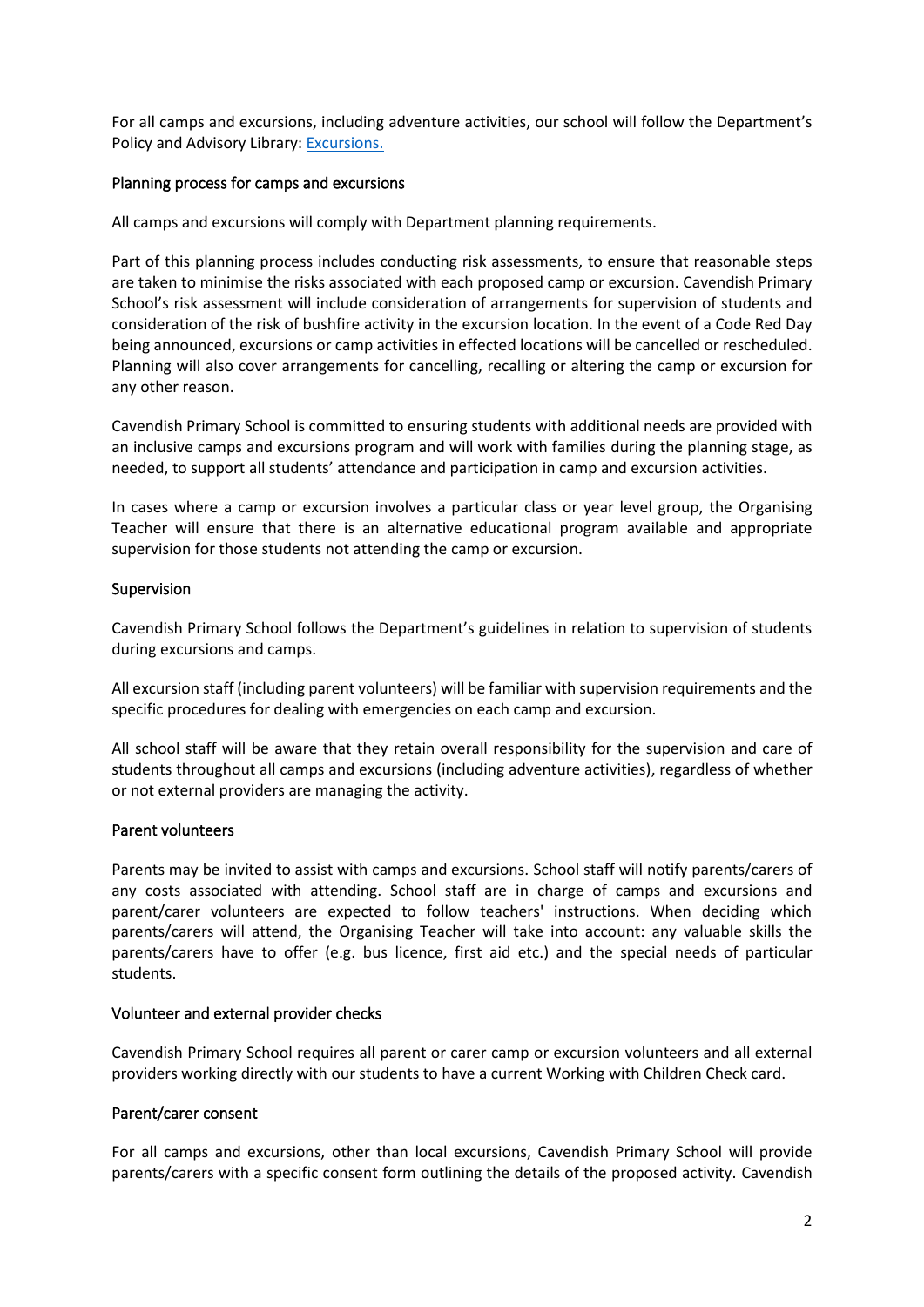For all camps and excursions, including adventure activities, our school will follow the Department's Policy and Advisory Library: [Excursions.](Excursions)

### Planning process for camps and excursions

All camps and excursions will comply with Department planning requirements.

Part of this planning process includes conducting risk assessments, to ensure that reasonable steps are taken to minimise the risks associated with each proposed camp or excursion. Cavendish Primary School's risk assessment will include consideration of arrangements for supervision of students and consideration of the risk of bushfire activity in the excursion location. In the event of a Code Red Day being announced, excursions or camp activities in effected locations will be cancelled or rescheduled. Planning will also cover arrangements for cancelling, recalling or altering the camp or excursion for any other reason.

Cavendish Primary School is committed to ensuring students with additional needs are provided with an inclusive camps and excursions program and will work with families during the planning stage, as needed, to support all students' attendance and participation in camp and excursion activities.

In cases where a camp or excursion involves a particular class or year level group, the Organising Teacher will ensure that there is an alternative educational program available and appropriate supervision for those students not attending the camp or excursion.

### Supervision

Cavendish Primary School follows the Department's guidelines in relation to supervision of students during excursions and camps.

All excursion staff (including parent volunteers) will be familiar with supervision requirements and the specific procedures for dealing with emergencies on each camp and excursion.

All school staff will be aware that they retain overall responsibility for the supervision and care of students throughout all camps and excursions (including adventure activities), regardless of whether or not external providers are managing the activity.

### Parent volunteers

Parents may be invited to assist with camps and excursions. School staff will notify parents/carers of any costs associated with attending. School staff are in charge of camps and excursions and parent/carer volunteers are expected to follow teachers' instructions. When deciding which parents/carers will attend, the Organising Teacher will take into account: any valuable skills the parents/carers have to offer (e.g. bus licence, first aid etc.) and the special needs of particular students.

### Volunteer and external provider checks

Cavendish Primary School requires all parent or carer camp or excursion volunteers and all external providers working directly with our students to have a current Working with Children Check card.

### Parent/carer consent

For all camps and excursions, other than local excursions, Cavendish Primary School will provide parents/carers with a specific consent form outlining the details of the proposed activity. Cavendish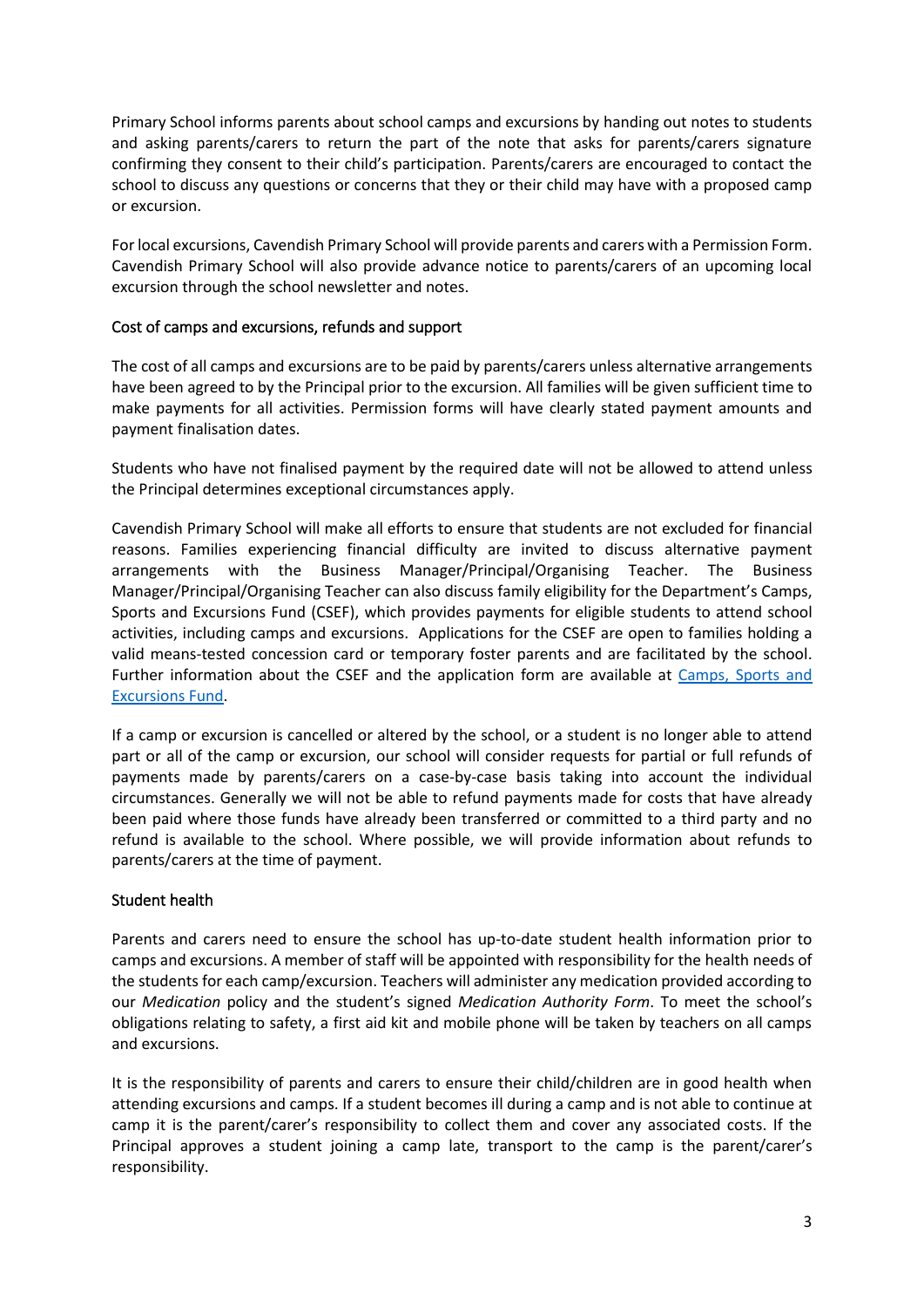Primary School informs parents about school camps and excursions by handing out notes to students and asking parents/carers to return the part of the note that asks for parents/carers signature confirming they consent to their child's participation. Parents/carers are encouraged to contact the school to discuss any questions or concerns that they or their child may have with a proposed camp or excursion.

For local excursions, Cavendish Primary School will provide parents and carers with a Permission Form. Cavendish Primary School will also provide advance notice to parents/carers of an upcoming local excursion through the school newsletter and notes.

### Cost of camps and excursions, refunds and support

The cost of all camps and excursions are to be paid by parents/carers unless alternative arrangements have been agreed to by the Principal prior to the excursion. All families will be given sufficient time to make payments for all activities. Permission forms will have clearly stated payment amounts and payment finalisation dates.

Students who have not finalised payment by the required date will not be allowed to attend unless the Principal determines exceptional circumstances apply.

Cavendish Primary School will make all efforts to ensure that students are not excluded for financial reasons. Families experiencing financial difficulty are invited to discuss alternative payment arrangements with the Business Manager/Principal/Organising Teacher. The Business Manager/Principal/Organising Teacher can also discuss family eligibility for the Department's Camps, Sports and Excursions Fund (CSEF), which provides payments for eligible students to attend school activities, including camps and excursions. Applications for the CSEF are open to families holding a valid means-tested concession card or temporary foster parents and are facilitated by the school. Further information about the CSEF and the application form are available at [Camps, Sports and Excursions Fund](#).

If a camp or excursion is cancelled or altered by the school, or a student is no longer able to attend part or all of the camp or excursion, our school will consider requests for partial or full refunds of payments made by parents/carers on a case-by-case basis taking into account the individual circumstances. Generally we will not be able to refund payments made for costs that have already been paid where those funds have already been transferred or committed to a third party and no refund is available to the school. Where possible, we will provide information about refunds to parents/carers at the time of payment.

### Student health

Parents and carers need to ensure the school has up-to-date student health information prior to camps and excursions. A member of staff will be appointed with responsibility for the health needs of the students for each camp/excursion. Teachers will administer any medication provided according to our *Medication* policy and the student's signed *Medication Authority Form*. To meet the school's obligations relating to safety, a first aid kit and mobile phone will be taken by teachers on all camps and excursions.

It is the responsibility of parents and carers to ensure their child/children are in good health when attending excursions and camps. If a student becomes ill during a camp and is not able to continue at camp it is the parent/carer's responsibility to collect them and cover any associated costs. If the Principal approves a student joining a camp late, transport to the camp is the parent/carer's responsibility.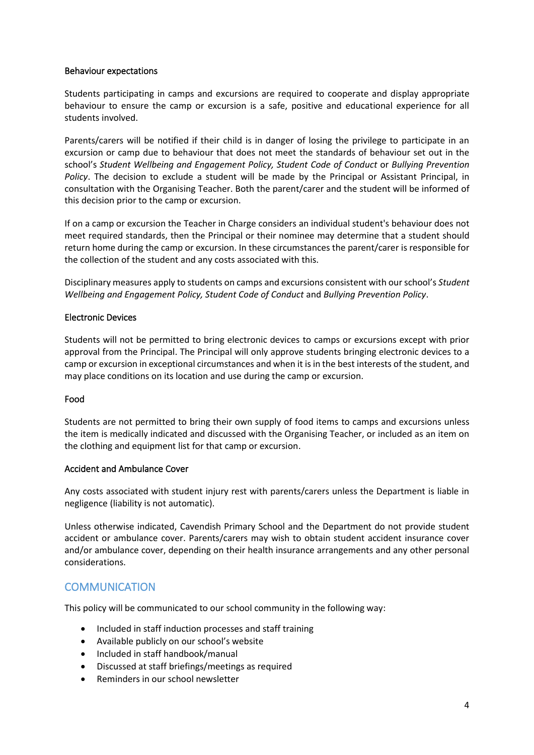### Behaviour expectations

Students participating in camps and excursions are required to cooperate and display appropriate behaviour to ensure the camp or excursion is a safe, positive and educational experience for all students involved.

Parents/carers will be notified if their child is in danger of losing the privilege to participate in an excursion or camp due to behaviour that does not meet the standards of behaviour set out in the school's *Student Wellbeing and Engagement Policy, Student Code of Conduct* or *Bullying Prevention Policy*. The decision to exclude a student will be made by the Principal or Assistant Principal, in consultation with the Organising Teacher. Both the parent/carer and the student will be informed of this decision prior to the camp or excursion.

If on a camp or excursion the Teacher in Charge considers an individual student's behaviour does not meet required standards, then the Principal or their nominee may determine that a student should return home during the camp or excursion. In these circumstances the parent/carer is responsible for the collection of the student and any costs associated with this.

Disciplinary measures apply to students on camps and excursions consistent with our school's *Student Wellbeing and Engagement Policy, Student Code of Conduct* and *Bullying Prevention Policy*.

### Electronic Devices

Students will not be permitted to bring electronic devices to camps or excursions except with prior approval from the Principal. The Principal will only approve students bringing electronic devices to a camp or excursion in exceptional circumstances and when it is in the best interests of the student, and may place conditions on its location and use during the camp or excursion.

### Food

Students are not permitted to bring their own supply of food items to camps and excursions unless the item is medically indicated and discussed with the Organising Teacher, or included as an item on the clothing and equipment list for that camp or excursion.

### Accident and Ambulance Cover

Any costs associated with student injury rest with parents/carers unless the Department is liable in negligence (liability is not automatic).

Unless otherwise indicated, Cavendish Primary School and the Department do not provide student accident or ambulance cover. Parents/carers may wish to obtain student accident insurance cover and/or ambulance cover, depending on their health insurance arrangements and any other personal considerations.

## COMMUNICATION

This policy will be communicated to our school community in the following way:

- Included in staff induction processes and staff training
- Available publicly on our school's website
- Included in staff handbook/manual
- Discussed at staff briefings/meetings as required
- Reminders in our school newsletter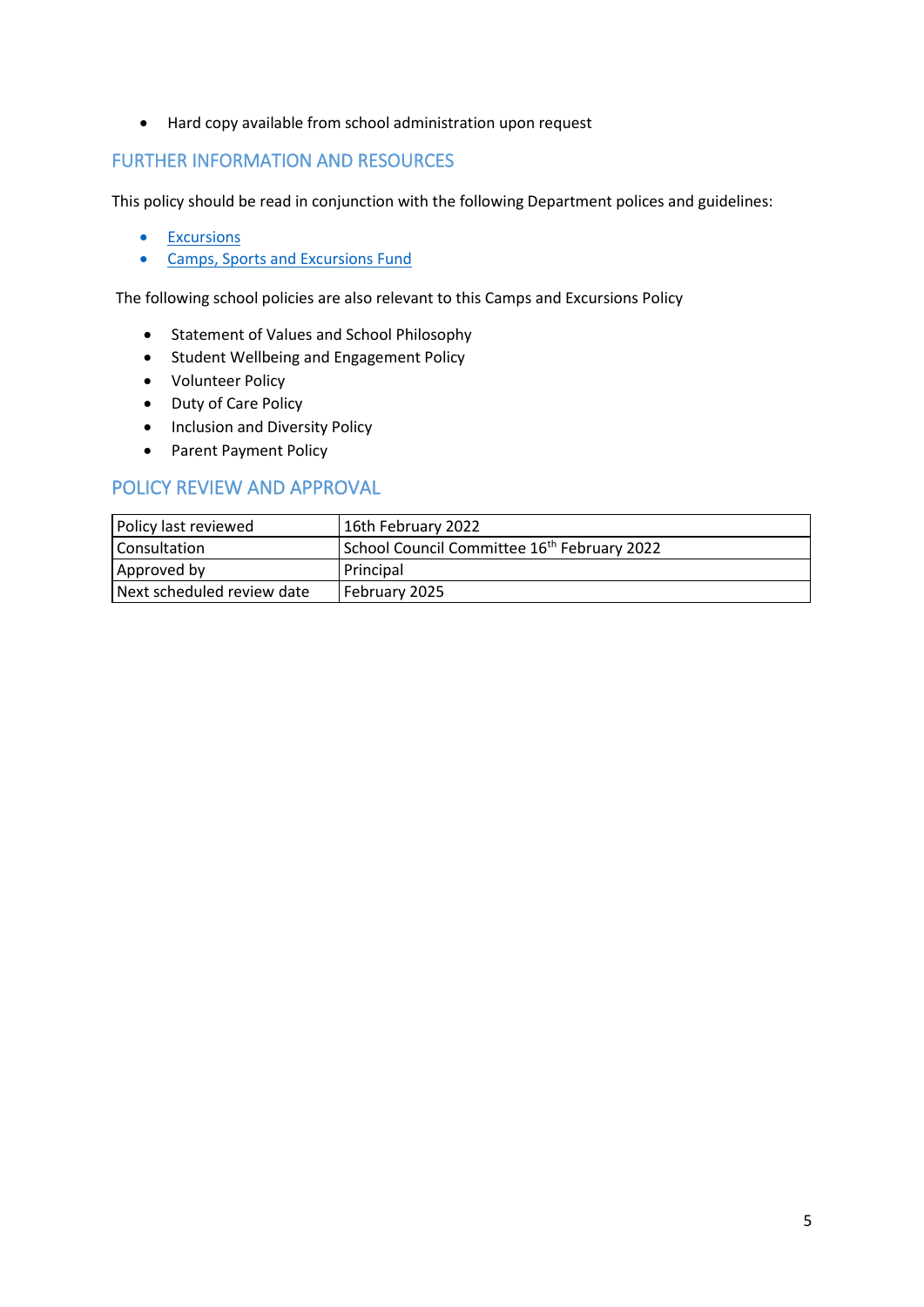- Hard copy available from school administration upon request

## FURTHER INFORMATION AND RESOURCES

This policy should be read in conjunction with the following Department polices and guidelines:

- Excursions
- Camps, Sports and Excursions Fund

The following school policies are also relevant to this Camps and Excursions Policy

- Statement of Values and School Philosophy
- Student Wellbeing and Engagement Policy
- Volunteer Policy
- Duty of Care Policy
- Inclusion and Diversity Policy
- Parent Payment Policy

## POLICY REVIEW AND APPROVAL

| | |
|---|---|
| Policy last reviewed | 16th February 2022 |
| Consultation | School Council Committee 16th February 2022 |
| Approved by | Principal |
| Next scheduled review date | February 2025 |